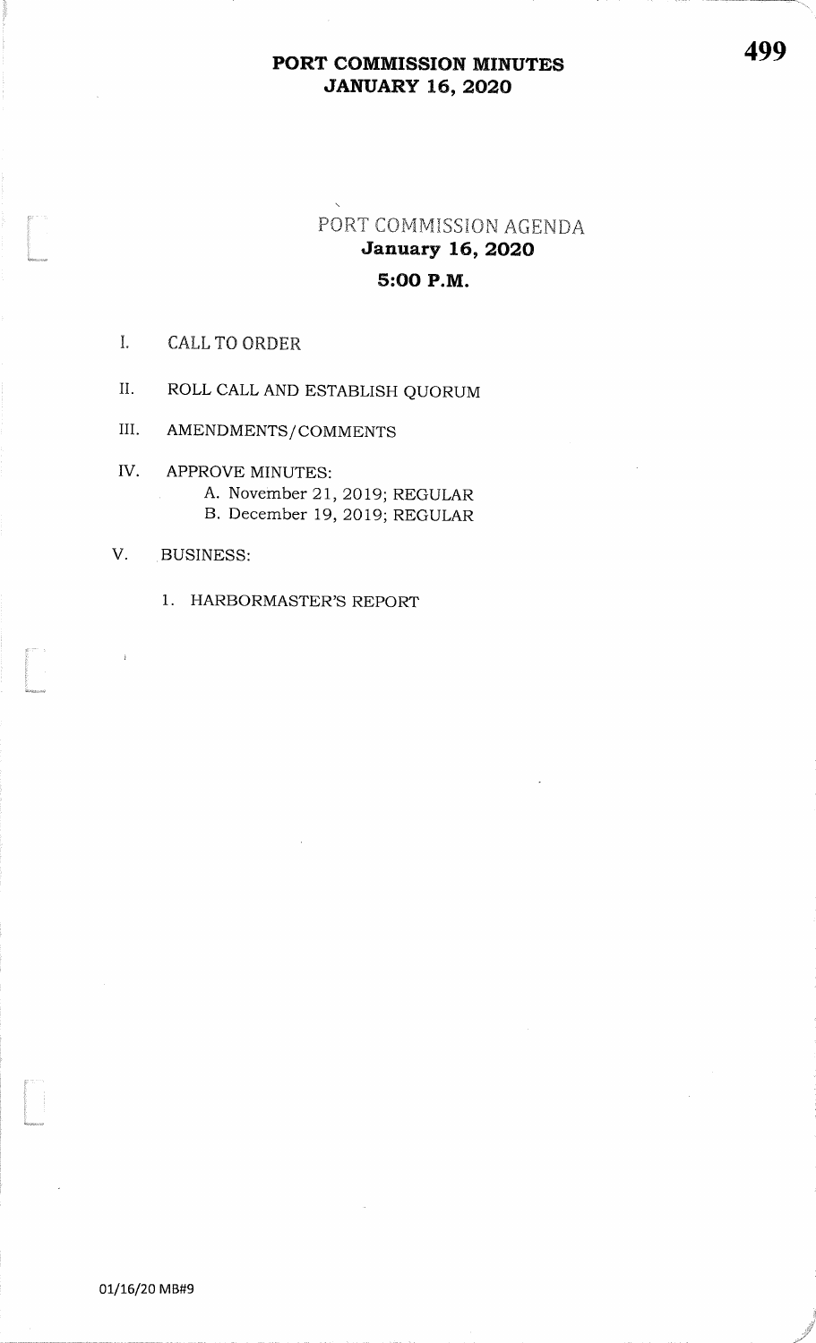# PORT COMMISSION MINUTES
# JANUARY 16, 2020

## PORT COMMISSION AGENDA
## January 16, 2020
## 5:00 P.M.

I. CALL TO ORDER

II. ROLL CALL AND ESTABLISH QUORUM

III. AMENDMENTS/COMMENTS

IV. APPROVE MINUTES:
   - A. November 21, 2019; REGULAR
   - B. December 19, 2019; REGULAR

V. BUSINESS:
   1. HARBORMASTER'S REPORT

01/16/20 MB#9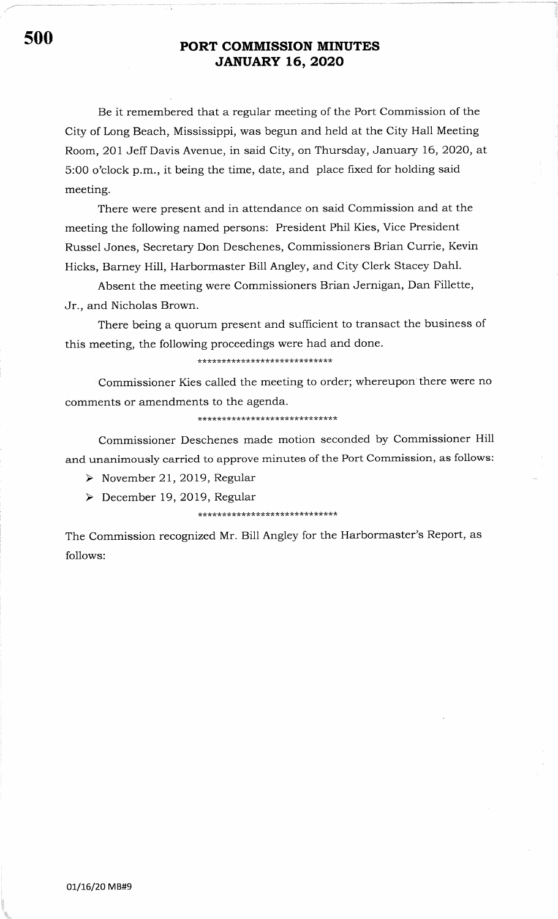# PORT COMMISSION MINUTES
# JANUARY 16, 2020

Be it remembered that a regular meeting of the Port Commission of the City of Long Beach, Mississippi, was begun and held at the City Hall Meeting Room, 201 Jeff Davis Avenue, in said City, on Thursday, January 16, 2020, at 5:00 o'clock p.m., it being the time, date, and place fixed for holding said meeting.

There were present and in attendance on said Commission and at the meeting the following named persons: President Phil Kies, Vice President Russel Jones, Secretary Don Deschenes, Commissioners Brian Currie, Kevin Hicks, Barney Hill, Harbormaster Bill Angley, and City Clerk Stacey Dahl.

Absent the meeting were Commissioners Brian Jernigan, Dan Fillette, Jr., and Nicholas Brown.

There being a quorum present and sufficient to transact the business of this meeting, the following proceedings were had and done.

*****************************

Commissioner Kies called the meeting to order; whereupon there were no comments or amendments to the agenda.

******************************

Commissioner Deschenes made motion seconded by Commissioner Hill and unanimously carried to approve minutes of the Port Commission, as follows:

- November 21, 2019, Regular
- December 19, 2019, Regular

******************************

The Commission recognized Mr. Bill Angley for the Harbormaster's Report, as follows:

01/16/20 MB#9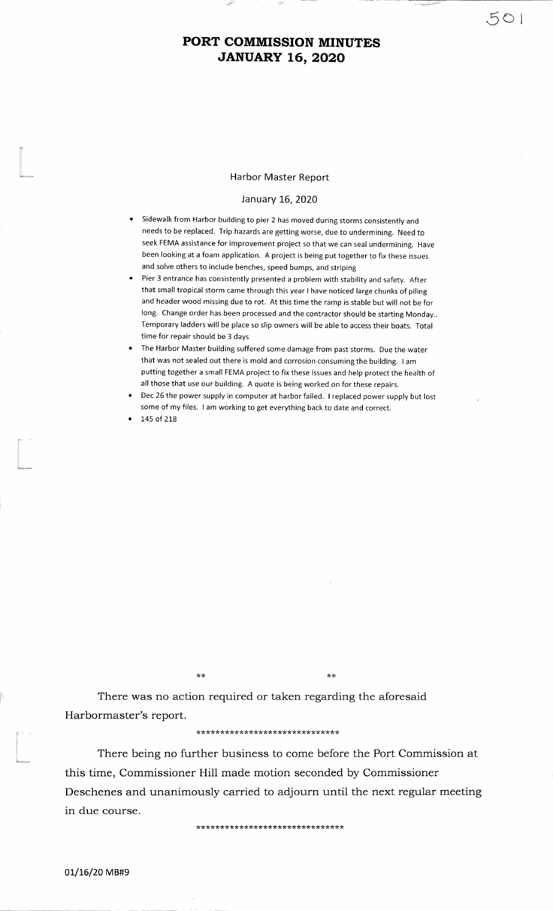# PORT COMMISSION MINUTES
# JANUARY 16, 2020

## Harbor Master Report

January 16, 2020

- Sidewalk from Harbor building to pier 2 has moved during storms consistently and needs to be replaced. Trip hazards are getting worse, due to undermining. Need to seek FEMA assistance for improvement project so that we can seal undermining. Have been looking at a foam application. A project is being put together to fix these issues and solve others to include benches, speed bumps, and striping
- Pier 3 entrance has consistently presented a problem with stability and safety. After that small tropical storm came through this year I have noticed large chunks of piling and header wood missing due to rot. At this time the ramp is stable but will not be for long. Change order has been processed and the contractor should be starting Monday.. Temporary ladders will be place so slip owners will be able to access their boats. Total time for repair should be 3 days
- The Harbor Master building suffered some damage from past storms. Due the water that was not sealed out there is mold and corrosion consuming the building. I am putting together a small FEMA project to fix these issues and help protect the health of all those that use our building. A quote is being worked on for these repairs.
- Dec 26 the power supply in computer at harbor failed. I replaced power supply but lost some of my files. I am working to get everything back to date and correct.
- 145 of 218

** **

There was no action required or taken regarding the aforesaid Harbormaster's report.

******************************

There being no further business to come before the Port Commission at this time, Commissioner Hill made motion seconded by Commissioner Deschenes and unanimously carried to adjourn until the next regular meeting in due course.

********************************

01/16/20 MB#9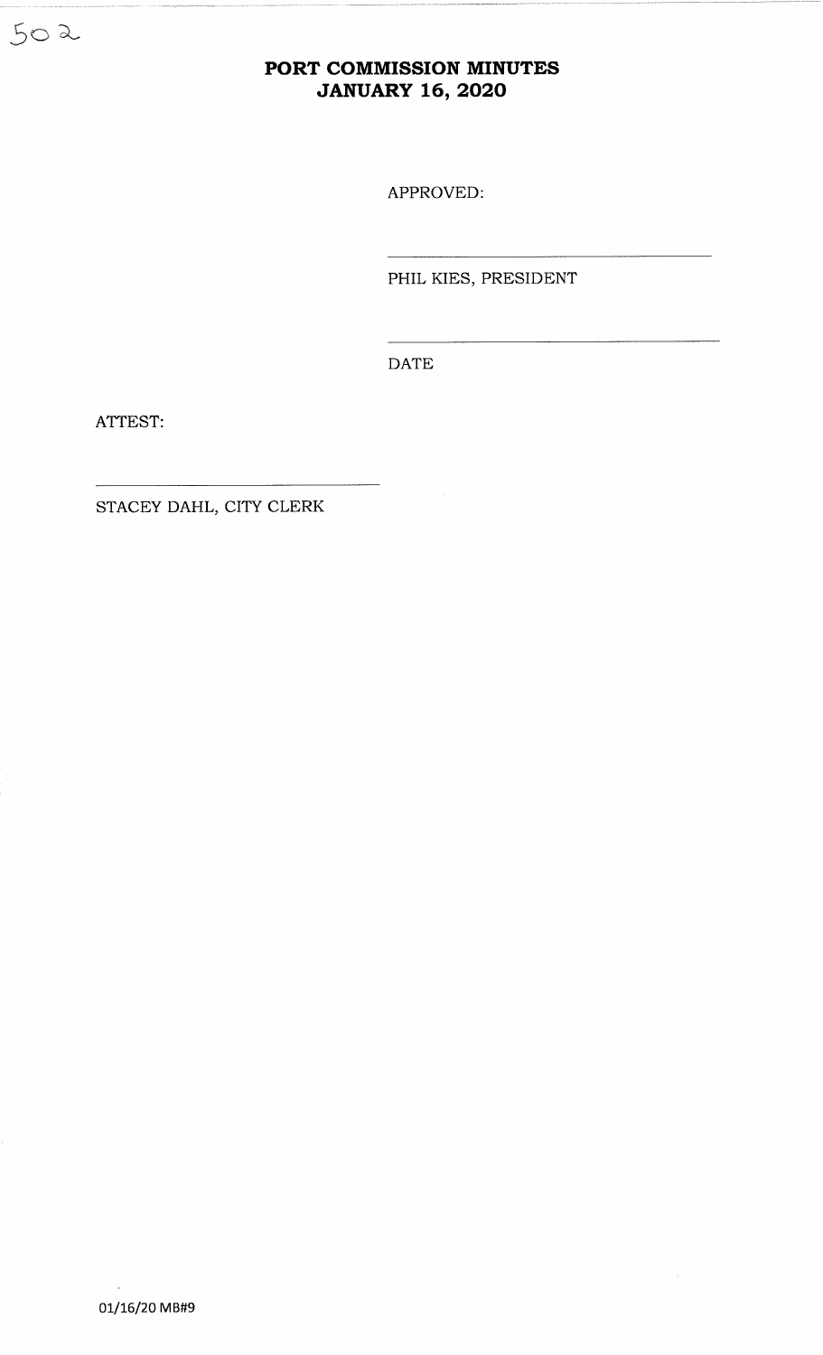**PORT COMMISSION MINUTES**
**JANUARY 16, 2020**

APPROVED:

\_\_\_\_\_\_\_\_\_\_\_\_\_\_\_\_\_\_\_\_\_\_\_\_\_\_\_\_\_\_\_\_\_\_\_\_

PHIL KIES, PRESIDENT

\_\_\_\_\_\_\_\_\_\_\_\_\_\_\_\_\_\_\_\_\_\_\_\_\_\_\_\_\_\_\_\_\_\_\_\_

DATE

ATTEST:

\_\_\_\_\_\_\_\_\_\_\_\_\_\_\_\_\_\_\_\_\_\_\_\_\_\_\_\_\_\_\_\_\_\_\_\_

STACEY DAHL, CITY CLERK

01/16/20 MB#9